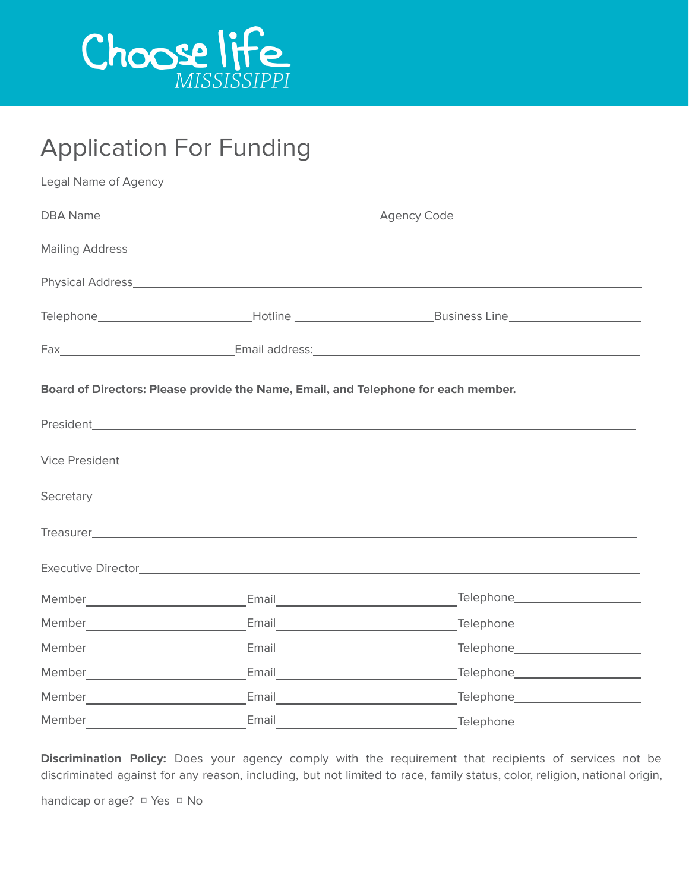Choose life MISSISSIPPI

# Application For Funding

Legal Name of Agency\_\_\_\_\_\_\_\_\_\_\_\_\_\_\_\_\_\_\_\_\_\_\_\_\_\_\_\_\_\_\_\_\_\_\_\_\_\_\_\_\_\_\_\_\_\_\_\_

DBA Name\_\_\_\_\_\_\_\_\_\_\_\_\_\_\_\_\_\_\_\_\_\_\_\_\_\_\_\_ Agency Code\_\_\_\_\_\_\_\_\_\_\_\_\_\_\_\_\_\_\_\_

Mailing Address\_\_\_\_\_\_\_\_\_\_\_\_\_\_\_\_\_\_\_\_\_\_\_\_\_\_\_\_\_\_\_\_\_\_\_\_\_\_\_\_\_\_\_\_\_\_\_\_\_\_\_

Physical Address\_\_\_\_\_\_\_\_\_\_\_\_\_\_\_\_\_\_\_\_\_\_\_\_\_\_\_\_\_\_\_\_\_\_\_\_\_\_\_\_\_\_\_\_\_\_\_\_\_\_\_

Telephone\_\_\_\_\_\_\_\_\_\_\_\_\_\_\_\_ Hotline \_\_\_\_\_\_\_\_\_\_\_\_\_\_\_ Business Line\_\_\_\_\_\_\_\_\_\_\_\_\_\_\_

Fax\_\_\_\_\_\_\_\_\_\_\_\_\_\_\_\_\_\_ Email address:\_\_\_\_\_\_\_\_\_\_\_\_\_\_\_\_\_\_\_\_\_\_\_\_\_\_\_\_\_\_\_\_\_\_\_

**Board of Directors: Please provide the Name, Email, and Telephone for each member.**

President\_\_\_\_\_\_\_\_\_\_\_\_\_\_\_\_\_\_\_\_\_\_\_\_\_\_\_\_\_\_\_\_\_\_\_\_\_\_\_\_\_\_\_\_\_\_\_\_\_\_\_\_\_\_\_\_\_

Vice President\_\_\_\_\_\_\_\_\_\_\_\_\_\_\_\_\_\_\_\_\_\_\_\_\_\_\_\_\_\_\_\_\_\_\_\_\_\_\_\_\_\_\_\_\_\_\_\_\_\_\_\_\_\_

Secretary\_\_\_\_\_\_\_\_\_\_\_\_\_\_\_\_\_\_\_\_\_\_\_\_\_\_\_\_\_\_\_\_\_\_\_\_\_\_\_\_\_\_\_\_\_\_\_\_\_\_\_\_\_\_\_\_\_

Treasurer\_\_\_\_\_\_\_\_\_\_\_\_\_\_\_\_\_\_\_\_\_\_\_\_\_\_\_\_\_\_\_\_\_\_\_\_\_\_\_\_\_\_\_\_\_\_\_\_\_\_\_\_\_\_\_\_\_

Executive Director\_\_\_\_\_\_\_\_\_\_\_\_\_\_\_\_\_\_\_\_\_\_\_\_\_\_\_\_\_\_\_\_\_\_\_\_\_\_\_\_\_\_\_\_\_\_\_\_\_\_\_

Member\_\_\_\_\_\_\_\_\_\_\_\_\_\_\_\_ Email\_\_\_\_\_\_\_\_\_\_\_\_\_\_\_\_\_\_\_ Telephone\_\_\_\_\_\_\_\_\_\_\_\_\_

Member\_\_\_\_\_\_\_\_\_\_\_\_\_\_\_\_ Email\_\_\_\_\_\_\_\_\_\_\_\_\_\_\_\_\_\_\_ Telephone\_\_\_\_\_\_\_\_\_\_\_\_\_

Member\_\_\_\_\_\_\_\_\_\_\_\_\_\_\_\_ Email\_\_\_\_\_\_\_\_\_\_\_\_\_\_\_\_\_\_\_ Telephone\_\_\_\_\_\_\_\_\_\_\_\_\_

Member\_\_\_\_\_\_\_\_\_\_\_\_\_\_\_\_ Email\_\_\_\_\_\_\_\_\_\_\_\_\_\_\_\_\_\_\_ Telephone\_\_\_\_\_\_\_\_\_\_\_\_\_

Member\_\_\_\_\_\_\_\_\_\_\_\_\_\_\_\_ Email\_\_\_\_\_\_\_\_\_\_\_\_\_\_\_\_\_\_\_ Telephone\_\_\_\_\_\_\_\_\_\_\_\_\_

Member\_\_\_\_\_\_\_\_\_\_\_\_\_\_\_\_ Email\_\_\_\_\_\_\_\_\_\_\_\_\_\_\_\_\_\_\_ Telephone\_\_\_\_\_\_\_\_\_\_\_\_\_

**Discrimination Policy:** Does your agency comply with the requirement that recipients of services not be discriminated against for any reason, including, but not limited to race, family status, color, religion, national origin, handicap or age? ☐ Yes ☐ No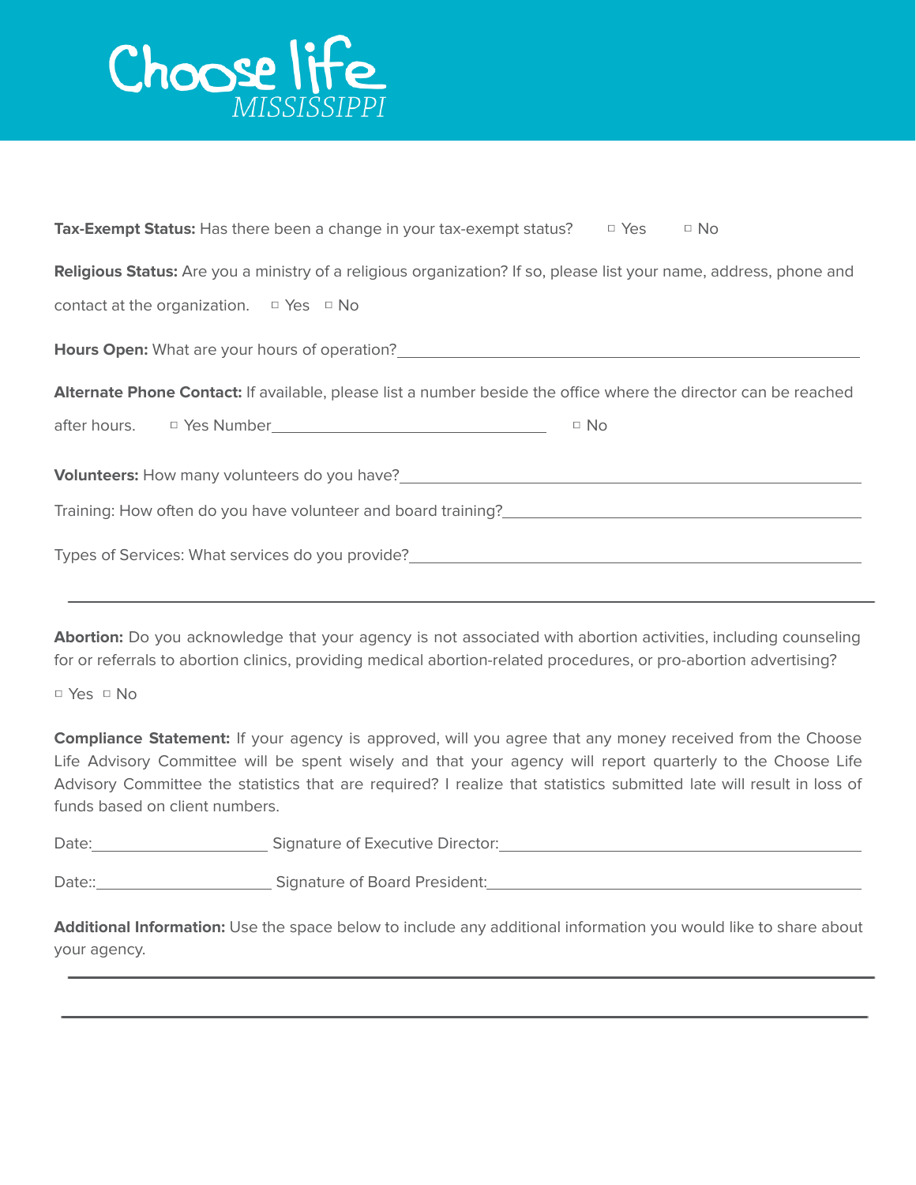# Choose life
*MISSISSIPPI*

**Tax-Exempt Status:** Has there been a change in your tax-exempt status? ▫ Yes ▫ No

**Religious Status:** Are you a ministry of a religious organization? If so, please list your name, address, phone and contact at the organization. ▫ Yes ▫ No

**Hours Open:** What are your hours of operation?\_\_\_\_\_\_\_\_\_\_\_\_\_\_\_\_\_\_\_\_\_\_\_\_\_\_\_\_\_\_\_\_\_\_\_\_\_\_\_\_

**Alternate Phone Contact:** If available, please list a number beside the office where the director can be reached after hours. ▫ Yes Number\_\_\_\_\_\_\_\_\_\_\_\_\_\_\_\_\_\_\_\_\_\_\_\_ ▫ No

**Volunteers:** How many volunteers do you have?\_\_\_\_\_\_\_\_\_\_\_\_\_\_\_\_\_\_\_\_\_\_\_\_\_\_\_\_\_\_\_\_\_\_\_\_\_\_\_\_

Training: How often do you have volunteer and board training?\_\_\_\_\_\_\_\_\_\_\_\_\_\_\_\_\_\_\_\_\_\_\_\_\_\_\_\_

Types of Services: What services do you provide?\_\_\_\_\_\_\_\_\_\_\_\_\_\_\_\_\_\_\_\_\_\_\_\_\_\_\_\_\_\_\_\_\_\_\_\_\_\_\_\_

\_\_\_\_\_\_\_\_\_\_\_\_\_\_\_\_\_\_\_\_\_\_\_\_\_\_\_\_\_\_\_\_\_\_\_\_\_\_\_\_\_\_\_\_\_\_\_\_\_\_\_\_\_\_\_\_\_\_\_\_\_\_\_\_\_\_\_\_\_\_

**Abortion:** Do you acknowledge that your agency is not associated with abortion activities, including counseling for or referrals to abortion clinics, providing medical abortion-related procedures, or pro-abortion advertising?

▫ Yes ▫ No

**Compliance Statement:** If your agency is approved, will you agree that any money received from the Choose Life Advisory Committee will be spent wisely and that your agency will report quarterly to the Choose Life Advisory Committee the statistics that are required? I realize that statistics submitted late will result in loss of funds based on client numbers.

Date:\_\_\_\_\_\_\_\_\_\_\_\_\_\_\_\_ Signature of Executive Director:\_\_\_\_\_\_\_\_\_\_\_\_\_\_\_\_\_\_\_\_\_\_\_\_\_\_\_\_\_\_\_\_

Date::\_\_\_\_\_\_\_\_\_\_\_\_\_\_\_\_ Signature of Board President:\_\_\_\_\_\_\_\_\_\_\_\_\_\_\_\_\_\_\_\_\_\_\_\_\_\_\_\_\_\_\_\_

**Additional Information:** Use the space below to include any additional information you would like to share about your agency.

\_\_\_\_\_\_\_\_\_\_\_\_\_\_\_\_\_\_\_\_\_\_\_\_\_\_\_\_\_\_\_\_\_\_\_\_\_\_\_\_\_\_\_\_\_\_\_\_\_\_\_\_\_\_\_\_\_\_\_\_\_\_\_\_\_\_\_\_\_\_

\_\_\_\_\_\_\_\_\_\_\_\_\_\_\_\_\_\_\_\_\_\_\_\_\_\_\_\_\_\_\_\_\_\_\_\_\_\_\_\_\_\_\_\_\_\_\_\_\_\_\_\_\_\_\_\_\_\_\_\_\_\_\_\_\_\_\_\_\_\_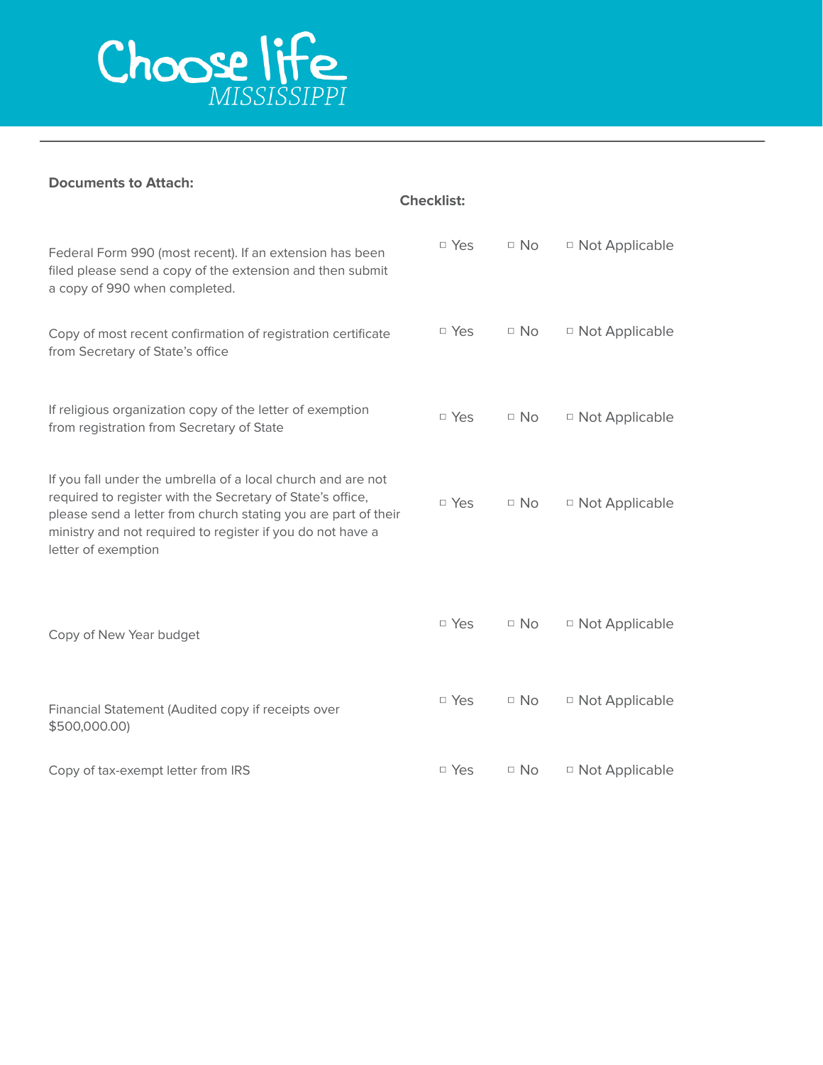Choose life MISSISSIPPI

**Documents to Attach:**

| Documents | Checklist: | | |
|---|---|---|---|
| Federal Form 990 (most recent). If an extension has been filed please send a copy of the extension and then submit a copy of 990 when completed. | ◻ Yes | ◻ No | ◻ Not Applicable |
| Copy of most recent confirmation of registration certificate from Secretary of State's office | ◻ Yes | ◻ No | ◻ Not Applicable |
| If religious organization copy of the letter of exemption from registration from Secretary of State | ◻ Yes | ◻ No | ◻ Not Applicable |
| If you fall under the umbrella of a local church and are not required to register with the Secretary of State's office, please send a letter from church stating you are part of their ministry and not required to register if you do not have a letter of exemption | ◻ Yes | ◻ No | ◻ Not Applicable |
| Copy of New Year budget | ◻ Yes | ◻ No | ◻ Not Applicable |
| Financial Statement (Audited copy if receipts over $500,000.00) | ◻ Yes | ◻ No | ◻ Not Applicable |
| Copy of tax-exempt letter from IRS | ◻ Yes | ◻ No | ◻ Not Applicable |